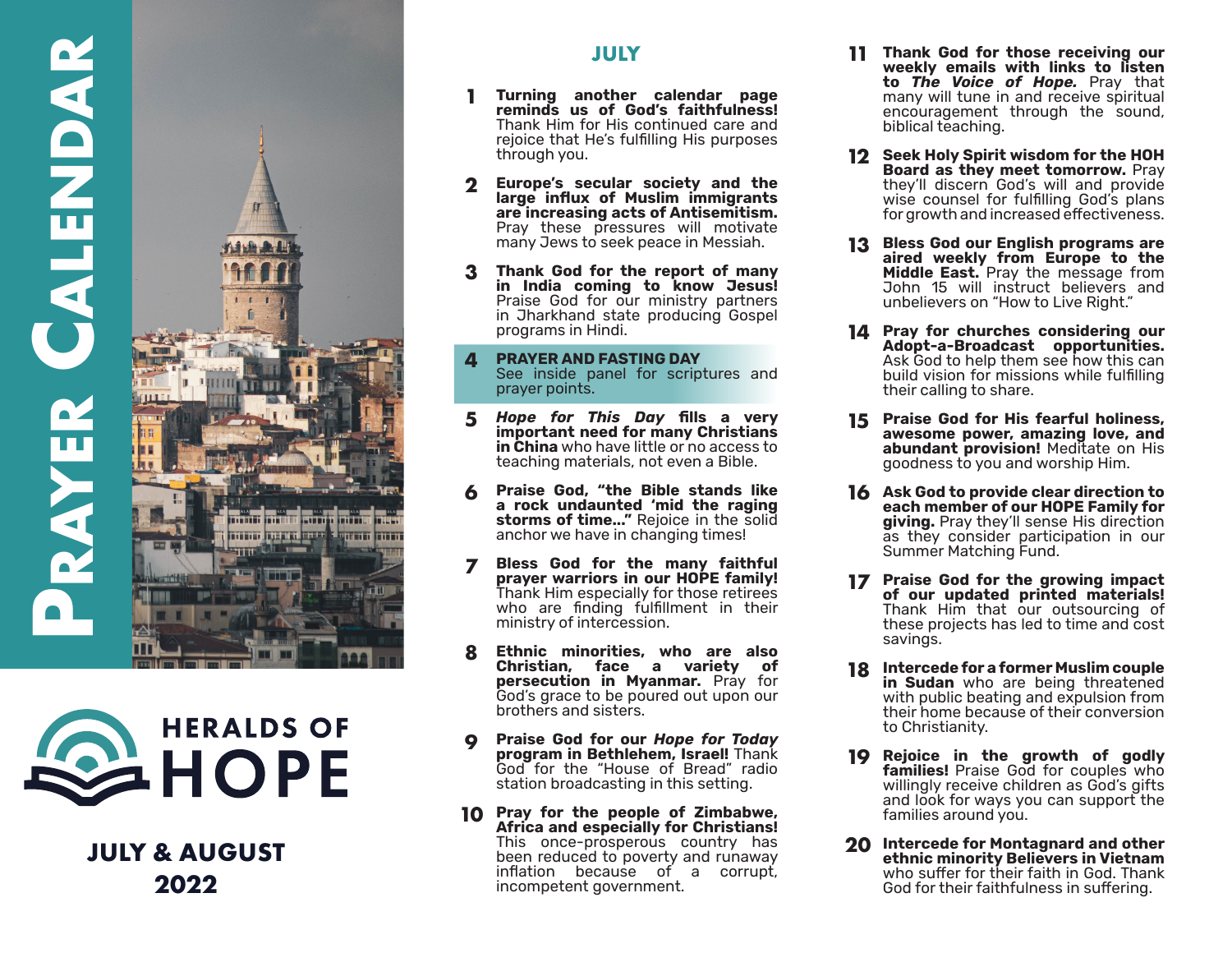# PRAYER CALENDAR

HERALDS OF HOPE

**JULY & AUGUST 2022**

## JULY

**1** **Turning another calendar page reminds us of God's faithfulness!** Thank Him for His continued care and rejoice that He's fulfilling His purposes through you.

**2** **Europe's secular society and the large influx of Muslim immigrants are increasing acts of Antisemitism.** Pray these pressures will motivate many Jews to seek peace in Messiah.

**3** **Thank God for the report of many in India coming to know Jesus!** Praise God for our ministry partners in Jharkhand state producing Gospel programs in Hindi.

**4** **PRAYER AND FASTING DAY** See inside panel for scriptures and prayer points.

**5** ***Hope for This Day* fills a very important need for many Christians in China** who have little or no access to teaching materials, not even a Bible.

**6** **Praise God, "the Bible stands like a rock undaunted 'mid the raging storms of time..."** Rejoice in the solid anchor we have in changing times!

**7** **Bless God for the many faithful prayer warriors in our HOPE family!** Thank Him especially for those retirees who are finding fulfillment in their ministry of intercession.

**8** **Ethnic minorities, who are also Christian, face a variety of persecution in Myanmar.** Pray for God's grace to be poured out upon our brothers and sisters.

**9** **Praise God for our *Hope for Today* program in Bethlehem, Israel!** Thank God for the "House of Bread" radio station broadcasting in this setting.

**10** **Pray for the people of Zimbabwe, Africa and especially for Christians!** This once-prosperous country has been reduced to poverty and runaway inflation because of a corrupt, incompetent government.

**11** **Thank God for those receiving our weekly emails with links to listen to *The Voice of Hope*.** Pray that many will tune in and receive spiritual encouragement through the sound, biblical teaching.

**12** **Seek Holy Spirit wisdom for the HOH Board as they meet tomorrow.** Pray they'll discern God's will and provide wise counsel for fulfilling God's plans for growth and increased effectiveness.

**13** **Bless God our English programs are aired weekly from Europe to the Middle East.** Pray the message from John 15 will instruct believers and unbelievers on "How to Live Right."

**14** **Pray for churches considering our Adopt-a-Broadcast opportunities.** Ask God to help them see how this can build vision for missions while fulfilling their calling to share.

**15** **Praise God for His fearful holiness, awesome power, amazing love, and abundant provision!** Meditate on His goodness to you and worship Him.

**16** **Ask God to provide clear direction to each member of our HOPE Family for giving.** Pray they'll sense His direction as they consider participation in our Summer Matching Fund.

**17** **Praise God for the growing impact of our updated printed materials!** Thank Him that our outsourcing of these projects has led to time and cost savings.

**18** **Intercede for a former Muslim couple in Sudan** who are being threatened with public beating and expulsion from their home because of their conversion to Christianity.

**19** **Rejoice in the growth of godly families!** Praise God for couples who willingly receive children as God's gifts and look for ways you can support the families around you.

**20** **Intercede for Montagnard and other ethnic minority Believers in Vietnam** who suffer for their faith in God. Thank God for their faithfulness in suffering.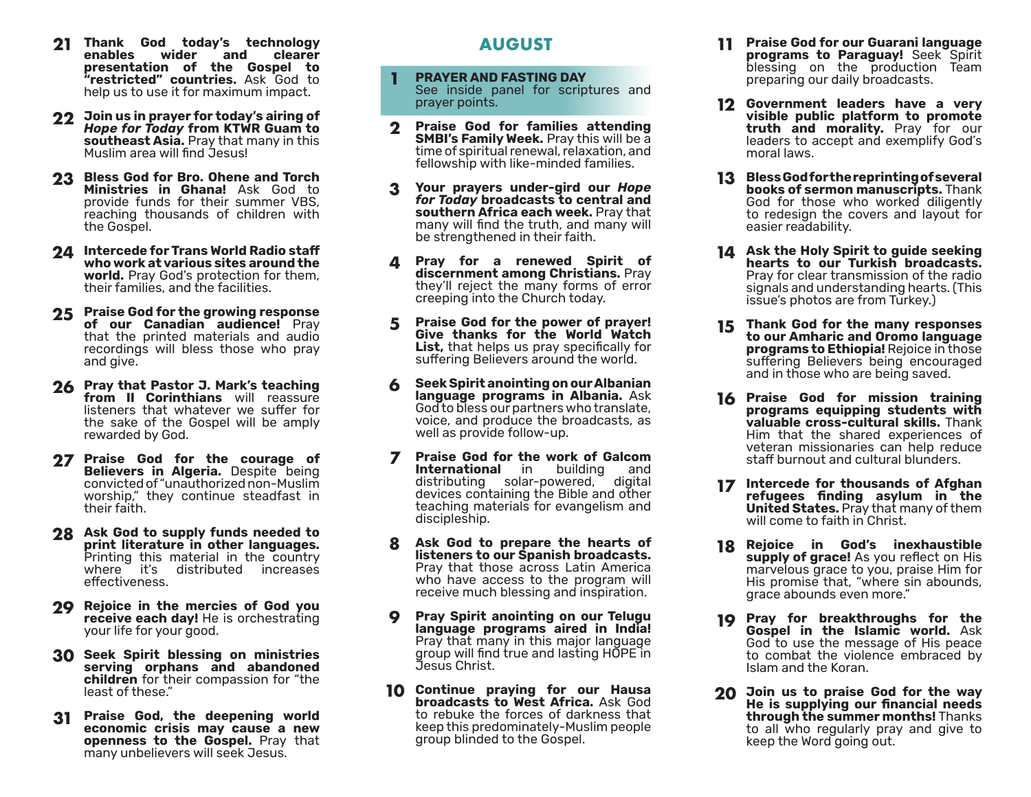**21** **Thank God today's technology enables wider and clearer presentation of the Gospel to "restricted" countries.** Ask God to help us to use it for maximum impact.

**22** **Join us in prayer for today's airing of *Hope for Today* from KTWR Guam to southeast Asia.** Pray that many in this Muslim area will find Jesus!

**23** **Bless God for Bro. Ohene and Torch Ministries in Ghana!** Ask God to provide funds for their summer VBS, reaching thousands of children with the Gospel.

**24** **Intercede for Trans World Radio staff who work at various sites around the world.** Pray God's protection for them, their families, and the facilities.

**25** **Praise God for the growing response of our Canadian audience!** Pray that the printed materials and audio recordings will bless those who pray and give.

**26** **Pray that Pastor J. Mark's teaching from II Corinthians** will reassure listeners that whatever we suffer for the sake of the Gospel will be amply rewarded by God.

**27** **Praise God for the courage of Believers in Algeria.** Despite being convicted of "unauthorized non-Muslim worship," they continue steadfast in their faith.

**28** **Ask God to supply funds needed to print literature in other languages.** Printing this material in the country where it's distributed increases effectiveness.

**29** **Rejoice in the mercies of God you receive each day!** He is orchestrating your life for your good.

**30** **Seek Spirit blessing on ministries serving orphans and abandoned children** for their compassion for "the least of these."

**31** **Praise God, the deepening world economic crisis may cause a new openness to the Gospel.** Pray that many unbelievers will seek Jesus.

## AUGUST

**1** **PRAYER AND FASTING DAY**
See inside panel for scriptures and prayer points.

**2** **Praise God for families attending SMBI's Family Week.** Pray this will be a time of spiritual renewal, relaxation, and fellowship with like-minded families.

**3** **Your prayers under-gird our *Hope for Today* broadcasts to central and southern Africa each week.** Pray that many will find the truth, and many will be strengthened in their faith.

**4** **Pray for a renewed Spirit of discernment among Christians.** Pray they'll reject the many forms of error creeping into the Church today.

**5** **Praise God for the power of prayer! Give thanks for the World Watch List,** that helps us pray specifically for suffering Believers around the world.

**6** **Seek Spirit anointing on our Albanian language programs in Albania.** Ask God to bless our partners who translate, voice, and produce the broadcasts, as well as provide follow-up.

**7** **Praise God for the work of Galcom International** in building and distributing solar-powered, digital devices containing the Bible and other teaching materials for evangelism and discipleship.

**8** **Ask God to prepare the hearts of listeners to our Spanish broadcasts.** Pray that those across Latin America who have access to the program will receive much blessing and inspiration.

**9** **Pray Spirit anointing on our Telugu language programs aired in India!** Pray that many in this major language group will find true and lasting HOPE in Jesus Christ.

**10** **Continue praying for our Hausa broadcasts to West Africa.** Ask God to rebuke the forces of darkness that keep this predominately-Muslim people group blinded to the Gospel.

**11** **Praise God for our Guarani language programs to Paraguay!** Seek Spirit blessing on the production Team preparing our daily broadcasts.

**12** **Government leaders have a very visible public platform to promote truth and morality.** Pray for our leaders to accept and exemplify God's moral laws.

**13** **Bless God for the reprinting of several books of sermon manuscripts.** Thank God for those who worked diligently to redesign the covers and layout for easier readability.

**14** **Ask the Holy Spirit to guide seeking hearts to our Turkish broadcasts.** Pray for clear transmission of the radio signals and understanding hearts. (This issue's photos are from Turkey.)

**15** **Thank God for the many responses to our Amharic and Oromo language programs to Ethiopia!** Rejoice in those suffering Believers being encouraged and in those who are being saved.

**16** **Praise God for mission training programs equipping students with valuable cross-cultural skills.** Thank Him that the shared experiences of veteran missionaries can help reduce staff burnout and cultural blunders.

**17** **Intercede for thousands of Afghan refugees finding asylum in the United States.** Pray that many of them will come to faith in Christ.

**18** **Rejoice in God's inexhaustible supply of grace!** As you reflect on His marvelous grace to you, praise Him for His promise that, "where sin abounds, grace abounds even more."

**19** **Pray for breakthroughs for the Gospel in the Islamic world.** Ask God to use the message of His peace to combat the violence embraced by Islam and the Koran.

**20** **Join us to praise God for the way He is supplying our financial needs through the summer months!** Thanks to all who regularly pray and give to keep the Word going out.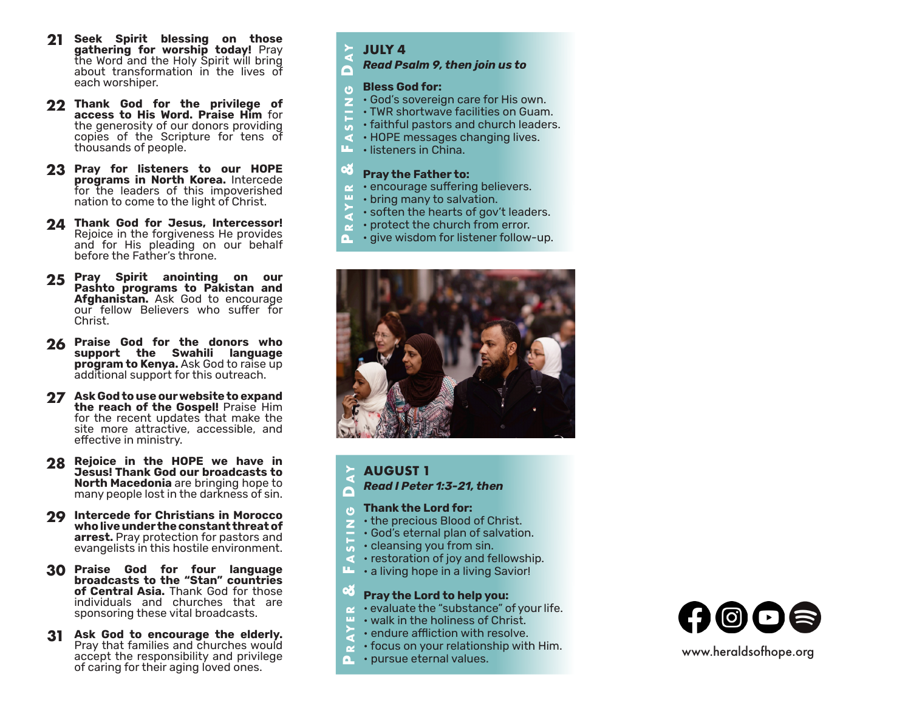**21** **Seek Spirit blessing on those gathering for worship today!** Pray the Word and the Holy Spirit will bring about transformation in the lives of each worshiper.

**22** **Thank God for the privilege of access to His Word. Praise Him** for the generosity of our donors providing copies of the Scripture for tens of thousands of people.

**23** **Pray for listeners to our HOPE programs in North Korea.** Intercede for the leaders of this impoverished nation to come to the light of Christ.

**24** **Thank God for Jesus, Intercessor!** Rejoice in the forgiveness He provides and for His pleading on our behalf before the Father's throne.

**25** **Pray Spirit anointing on our Pashto programs to Pakistan and Afghanistan.** Ask God to encourage our fellow Believers who suffer for Christ.

**26** **Praise God for the donors who support the Swahili language program to Kenya.** Ask God to raise up additional support for this outreach.

**27** **Ask God to use our website to expand the reach of the Gospel!** Praise Him for the recent updates that make the site more attractive, accessible, and effective in ministry.

**28** **Rejoice in the HOPE we have in Jesus! Thank God our broadcasts to North Macedonia** are bringing hope to many people lost in the darkness of sin.

**29** **Intercede for Christians in Morocco who live under the constant threat of arrest.** Pray protection for pastors and evangelists in this hostile environment.

**30** **Praise God for four language broadcasts to the "Stan" countries of Central Asia.** Thank God for those individuals and churches that are sponsoring these vital broadcasts.

**31** **Ask God to encourage the elderly.** Pray that families and churches would accept the responsibility and privilege of caring for their aging loved ones.

## PRAYER & FASTING DAY

### JULY 4

***Read Psalm 9, then join us to***

**Bless God for:**

- God's sovereign care for His own.
- TWR shortwave facilities on Guam.
- faithful pastors and church leaders.
- HOPE messages changing lives.
- listeners in China.

**Pray the Father to:**

- encourage suffering believers.
- bring many to salvation.
- soften the hearts of gov't leaders.
- protect the church from error.
- give wisdom for listener follow-up.

## PRAYER & FASTING DAY

### AUGUST 1

***Read I Peter 1:3-21, then***

**Thank the Lord for:**

- the precious Blood of Christ.
- God's eternal plan of salvation.
- cleansing you from sin.
- restoration of joy and fellowship.
- a living hope in a living Savior!

**Pray the Lord to help you:**

- evaluate the "substance" of your life.
- walk in the holiness of Christ.
- endure affliction with resolve.
- focus on your relationship with Him.
- pursue eternal values.

www.heraldsofhope.org